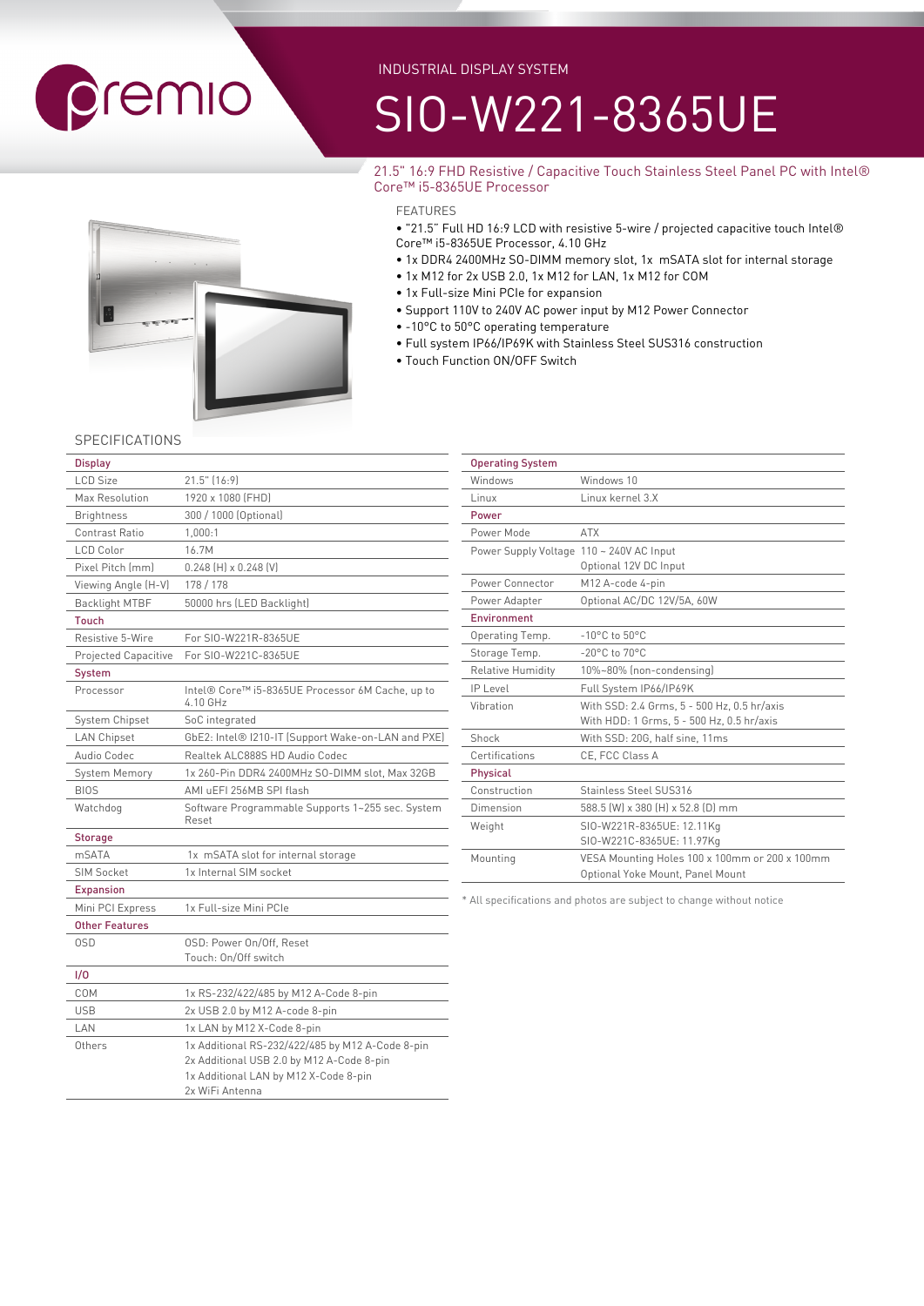premio

INDUSTRIAL DISPLAY SYSTEM

# SIO-W221-8365UE

21.5" 16:9 FHD Resistive / Capacitive Touch Stainless Steel Panel PC with Intel® Core™ i5-8365UE Processor

## FEATURES

- "21.5" Full HD 16:9 LCD with resistive 5-wire / projected capacitive touch Intel® Core™ i5-8365UE Processor, 4.10 GHz
- 1x DDR4 2400MHz SO-DIMM memory slot, 1x mSATA slot for internal storage
- 1x M12 for 2x USB 2.0, 1x M12 for LAN, 1x M12 for COM
- 1x Full-size Mini PCIe for expansion
- Support 110V to 240V AC power input by M12 Power Connector
- -10°C to 50°C operating temperature
- Full system IP66/IP69K with Stainless Steel SUS316 construction
- Touch Function ON/OFF Switch

## SPECIFICATIONS

| **Display** | |
|---|---|
| LCD Size | 21.5" (16:9) |
| Max Resolution | 1920 x 1080 (FHD) |
| Brightness | 300 / 1000 (Optional) |
| Contrast Ratio | 1,000:1 |
| LCD Color | 16.7M |
| Pixel Pitch (mm) | 0.248 (H) x 0.248 (V) |
| Viewing Angle (H-V) | 178 / 178 |
| Backlight MTBF | 50000 hrs (LED Backlight) |
| **Touch** | |
| Resistive 5-Wire | For SIO-W221R-8365UE |
| Projected Capacitive | For SIO-W221C-8365UE |
| **System** | |
| Processor | Intel® Core™ i5-8365UE Processor 6M Cache, up to 4.10 GHz |
| System Chipset | SoC integrated |
| LAN Chipset | GbE2: Intel® I210-IT (Support Wake-on-LAN and PXE) |
| Audio Codec | Realtek ALC888S HD Audio Codec |
| System Memory | 1x 260-Pin DDR4 2400MHz SO-DIMM slot, Max 32GB |
| BIOS | AMI uEFI 256MB SPI flash |
| Watchdog | Software Programmable Supports 1~255 sec. System Reset |
| **Storage** | |
| mSATA | 1x mSATA slot for internal storage |
| SIM Socket | 1x Internal SIM socket |
| **Expansion** | |
| Mini PCI Express | 1x Full-size Mini PCIe |
| **Other Features** | |
| OSD | OSD: Power On/Off, Reset<br>Touch: On/Off switch |
| **I/O** | |
| COM | 1x RS-232/422/485 by M12 A-Code 8-pin |
| USB | 2x USB 2.0 by M12 A-code 8-pin |
| LAN | 1x LAN by M12 X-Code 8-pin |
| Others | 1x Additional RS-232/422/485 by M12 A-Code 8-pin<br>2x Additional USB 2.0 by M12 A-Code 8-pin<br>1x Additional LAN by M12 X-Code 8-pin<br>2x WiFi Antenna |

| **Operating System** | |
|---|---|
| Windows | Windows 10 |
| Linux | Linux kernel 3.X |
| **Power** | |
| Power Mode | ATX |
| Power Supply Voltage | 110 ~ 240V AC Input<br>Optional 12V DC Input |
| Power Connector | M12 A-code 4-pin |
| Power Adapter | Optional AC/DC 12V/5A, 60W |
| **Environment** | |
| Operating Temp. | -10°C to 50°C |
| Storage Temp. | -20°C to 70°C |
| Relative Humidity | 10%~80% (non-condensing) |
| IP Level | Full System IP66/IP69K |
| Vibration | With SSD: 2.4 Grms, 5 - 500 Hz, 0.5 hr/axis<br>With HDD: 1 Grms, 5 - 500 Hz, 0.5 hr/axis |
| Shock | With SSD: 20G, half sine, 11ms |
| Certifications | CE, FCC Class A |
| **Physical** | |
| Construction | Stainless Steel SUS316 |
| Dimension | 588.5 (W) x 380 (H) x 52.8 (D) mm |
| Weight | SIO-W221R-8365UE: 12.11Kg<br>SIO-W221C-8365UE: 11.97Kg |
| Mounting | VESA Mounting Holes 100 x 100mm or 200 x 100mm<br>Optional Yoke Mount, Panel Mount |

* All specifications and photos are subject to change without notice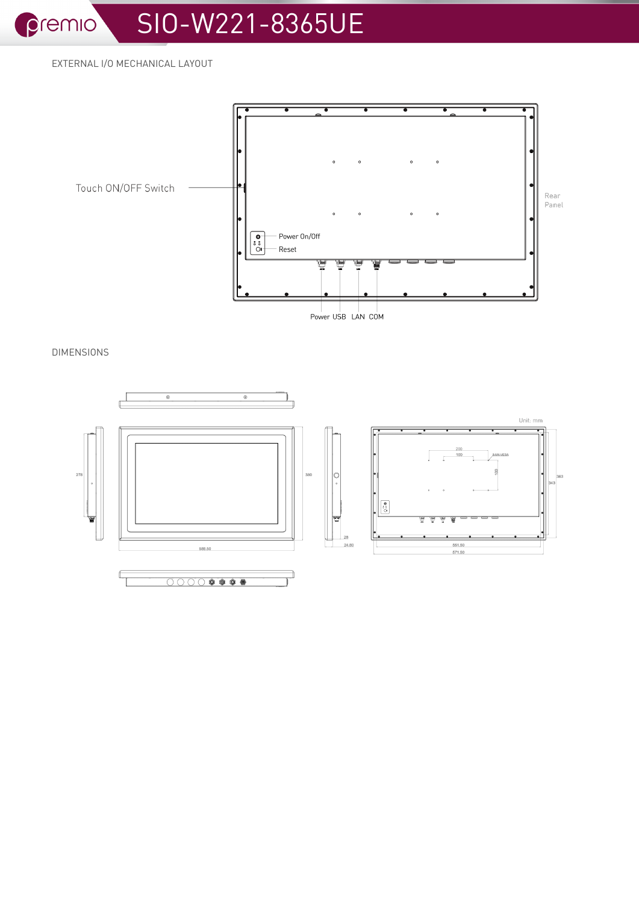# SIO-W221-8365UE

## EXTERNAL I/O MECHANICAL LAYOUT

Touch ON/OFF Switch

Power On/Off

Reset

Rear Panel

Power USB LAN COM

## DIMENSIONS

Unit: mm

278

380

588.50

28

24.80

200

100

100

551.50

571.50

363

343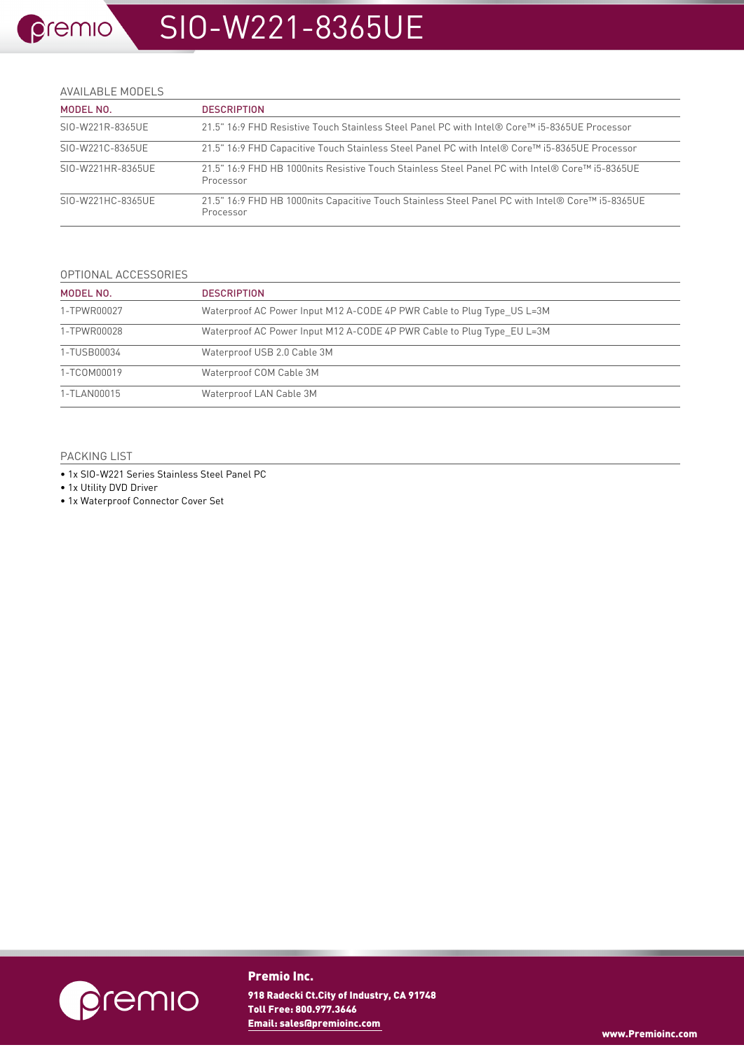## AVAILABLE MODELS

| MODEL NO. | DESCRIPTION |
|---|---|
| SIO-W221R-8365UE | 21.5" 16:9 FHD Resistive Touch Stainless Steel Panel PC with Intel® Core™ i5-8365UE Processor |
| SIO-W221C-8365UE | 21.5" 16:9 FHD Capacitive Touch Stainless Steel Panel PC with Intel® Core™ i5-8365UE Processor |
| SIO-W221HR-8365UE | 21.5" 16:9 FHD HB 1000nits Resistive Touch Stainless Steel Panel PC with Intel® Core™ i5-8365UE Processor |
| SIO-W221HC-8365UE | 21.5" 16:9 FHD HB 1000nits Capacitive Touch Stainless Steel Panel PC with Intel® Core™ i5-8365UE Processor |

## OPTIONAL ACCESSORIES

| MODEL NO. | DESCRIPTION |
|---|---|
| 1-TPWR00027 | Waterproof AC Power Input M12 A-CODE 4P PWR Cable to Plug Type_US L=3M |
| 1-TPWR00028 | Waterproof AC Power Input M12 A-CODE 4P PWR Cable to Plug Type_EU L=3M |
| 1-TUSB00034 | Waterproof USB 2.0 Cable 3M |
| 1-TCOM00019 | Waterproof COM Cable 3M |
| 1-TLAN00015 | Waterproof LAN Cable 3M |

## PACKING LIST

- 1x SIO-W221 Series Stainless Steel Panel PC
- 1x Utility DVD Driver
- 1x Waterproof Connector Cover Set